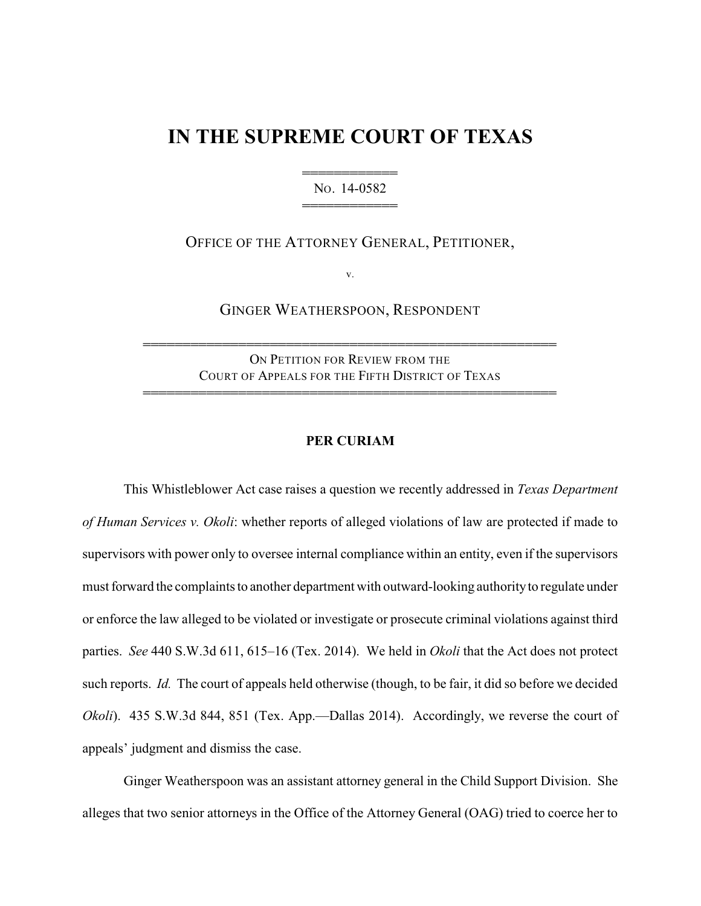# IN THE SUPREME COURT OF TEXAS

NO. 14-0582

OFFICE OF THE ATTORNEY GENERAL, PETITIONER,

v.

GINGER WEATHERSPOON, RESPONDENT

ON PETITION FOR REVIEW FROM THE
COURT OF APPEALS FOR THE FIFTH DISTRICT OF TEXAS

**PER CURIAM**

This Whistleblower Act case raises a question we recently addressed in *Texas Department of Human Services v. Okoli*: whether reports of alleged violations of law are protected if made to supervisors with power only to oversee internal compliance within an entity, even if the supervisors must forward the complaints to another department with outward-looking authority to regulate under or enforce the law alleged to be violated or investigate or prosecute criminal violations against third parties. *See* 440 S.W.3d 611, 615–16 (Tex. 2014). We held in *Okoli* that the Act does not protect such reports. *Id.* The court of appeals held otherwise (though, to be fair, it did so before we decided *Okoli*). 435 S.W.3d 844, 851 (Tex. App.—Dallas 2014). Accordingly, we reverse the court of appeals' judgment and dismiss the case.

Ginger Weatherspoon was an assistant attorney general in the Child Support Division. She alleges that two senior attorneys in the Office of the Attorney General (OAG) tried to coerce her to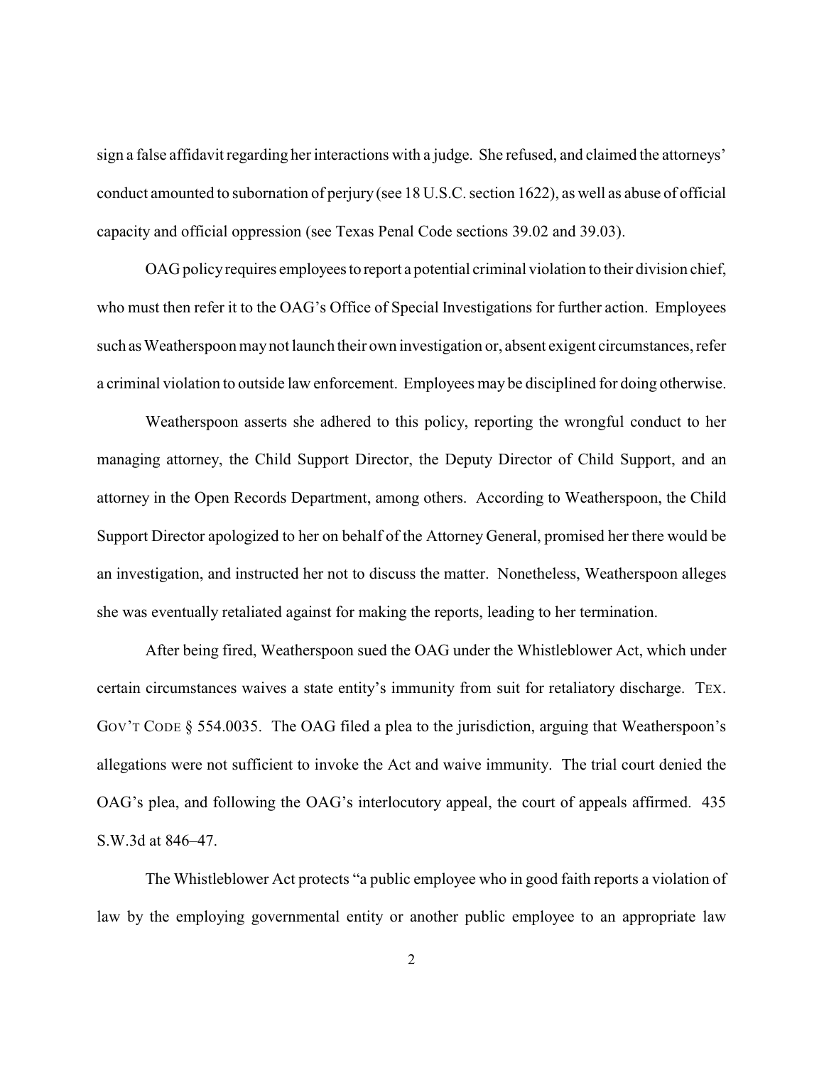sign a false affidavit regarding her interactions with a judge. She refused, and claimed the attorneys' conduct amounted to subornation of perjury (see 18 U.S.C. section 1622), as well as abuse of official capacity and official oppression (see Texas Penal Code sections 39.02 and 39.03).

OAG policy requires employees to report a potential criminal violation to their division chief, who must then refer it to the OAG's Office of Special Investigations for further action. Employees such as Weatherspoon may not launch their own investigation or, absent exigent circumstances, refer a criminal violation to outside law enforcement. Employees may be disciplined for doing otherwise.

Weatherspoon asserts she adhered to this policy, reporting the wrongful conduct to her managing attorney, the Child Support Director, the Deputy Director of Child Support, and an attorney in the Open Records Department, among others. According to Weatherspoon, the Child Support Director apologized to her on behalf of the Attorney General, promised her there would be an investigation, and instructed her not to discuss the matter. Nonetheless, Weatherspoon alleges she was eventually retaliated against for making the reports, leading to her termination.

After being fired, Weatherspoon sued the OAG under the Whistleblower Act, which under certain circumstances waives a state entity's immunity from suit for retaliatory discharge. TEX. GOV'T CODE § 554.0035. The OAG filed a plea to the jurisdiction, arguing that Weatherspoon's allegations were not sufficient to invoke the Act and waive immunity. The trial court denied the OAG's plea, and following the OAG's interlocutory appeal, the court of appeals affirmed. 435 S.W.3d at 846–47.

The Whistleblower Act protects "a public employee who in good faith reports a violation of law by the employing governmental entity or another public employee to an appropriate law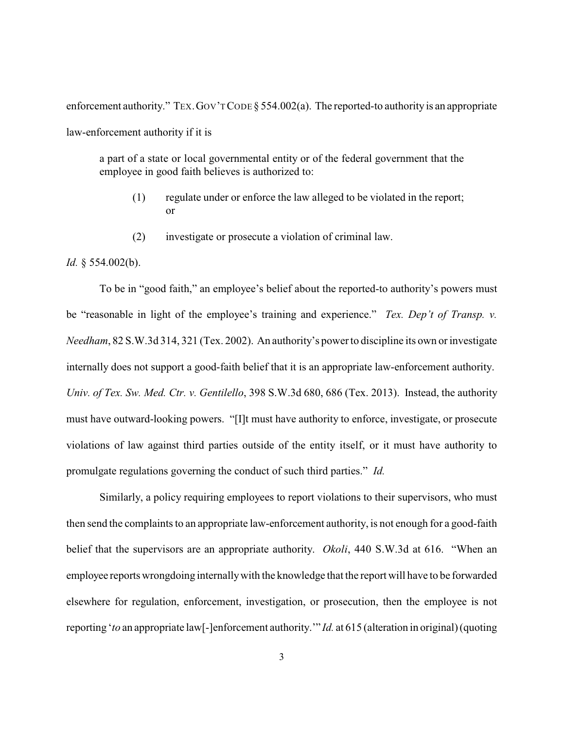enforcement authority." TEX. GOV'T CODE § 554.002(a). The reported-to authority is an appropriate law-enforcement authority if it is

> a part of a state or local governmental entity or of the federal government that the employee in good faith believes is authorized to:
>
> (1) regulate under or enforce the law alleged to be violated in the report; or
>
> (2) investigate or prosecute a violation of criminal law.

*Id.* § 554.002(b).

To be in "good faith," an employee's belief about the reported-to authority's powers must be "reasonable in light of the employee's training and experience." *Tex. Dep't of Transp. v. Needham*, 82 S.W.3d 314, 321 (Tex. 2002). An authority's power to discipline its own or investigate internally does not support a good-faith belief that it is an appropriate law-enforcement authority. *Univ. of Tex. Sw. Med. Ctr. v. Gentilello*, 398 S.W.3d 680, 686 (Tex. 2013). Instead, the authority must have outward-looking powers. "[I]t must have authority to enforce, investigate, or prosecute violations of law against third parties outside of the entity itself, or it must have authority to promulgate regulations governing the conduct of such third parties." *Id.*

Similarly, a policy requiring employees to report violations to their supervisors, who must then send the complaints to an appropriate law-enforcement authority, is not enough for a good-faith belief that the supervisors are an appropriate authority. *Okoli*, 440 S.W.3d at 616. "When an employee reports wrongdoing internally with the knowledge that the report will have to be forwarded elsewhere for regulation, enforcement, investigation, or prosecution, then the employee is not reporting '*to* an appropriate law[-]enforcement authority.'" *Id.* at 615 (alteration in original) (quoting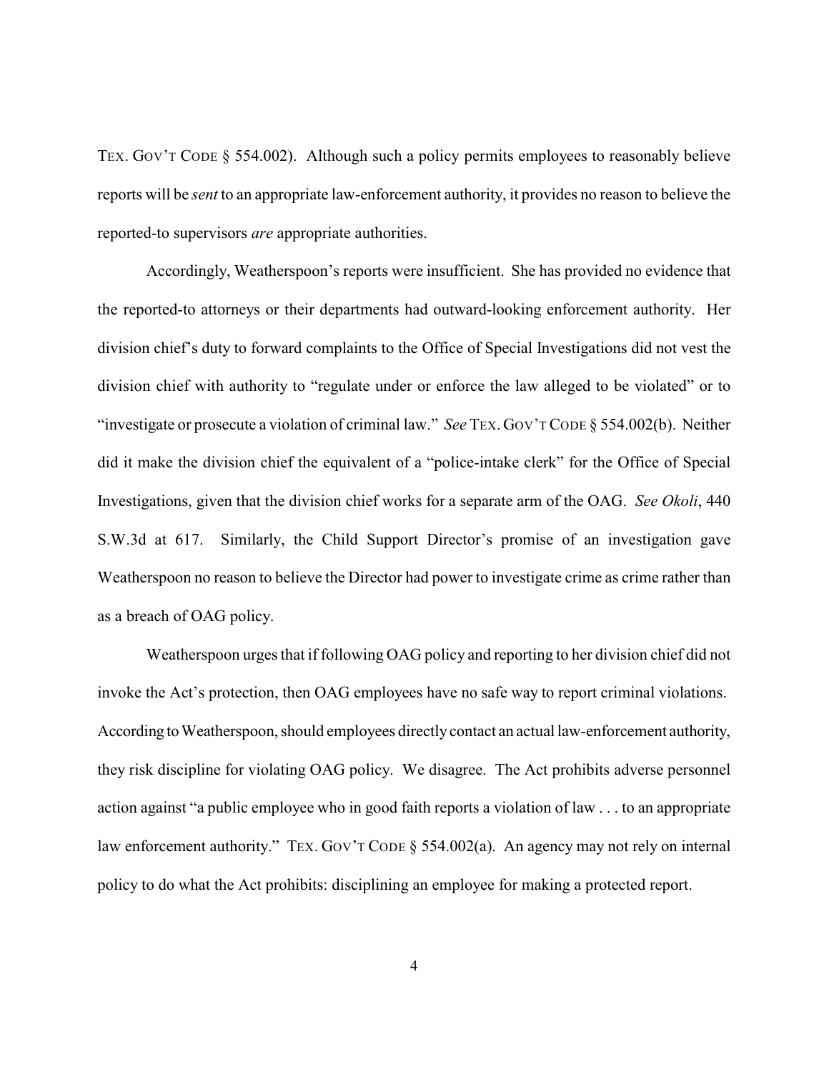TEX. GOV'T CODE § 554.002). Although such a policy permits employees to reasonably believe reports will be *sent* to an appropriate law-enforcement authority, it provides no reason to believe the reported-to supervisors *are* appropriate authorities.

Accordingly, Weatherspoon's reports were insufficient. She has provided no evidence that the reported-to attorneys or their departments had outward-looking enforcement authority. Her division chief's duty to forward complaints to the Office of Special Investigations did not vest the division chief with authority to "regulate under or enforce the law alleged to be violated" or to "investigate or prosecute a violation of criminal law." *See* TEX. GOV'T CODE § 554.002(b). Neither did it make the division chief the equivalent of a "police-intake clerk" for the Office of Special Investigations, given that the division chief works for a separate arm of the OAG. *See Okoli*, 440 S.W.3d at 617. Similarly, the Child Support Director's promise of an investigation gave Weatherspoon no reason to believe the Director had power to investigate crime as crime rather than as a breach of OAG policy.

Weatherspoon urges that if following OAG policy and reporting to her division chief did not invoke the Act's protection, then OAG employees have no safe way to report criminal violations. According to Weatherspoon, should employees directly contact an actual law-enforcement authority, they risk discipline for violating OAG policy. We disagree. The Act prohibits adverse personnel action against "a public employee who in good faith reports a violation of law . . . to an appropriate law enforcement authority." TEX. GOV'T CODE § 554.002(a). An agency may not rely on internal policy to do what the Act prohibits: disciplining an employee for making a protected report.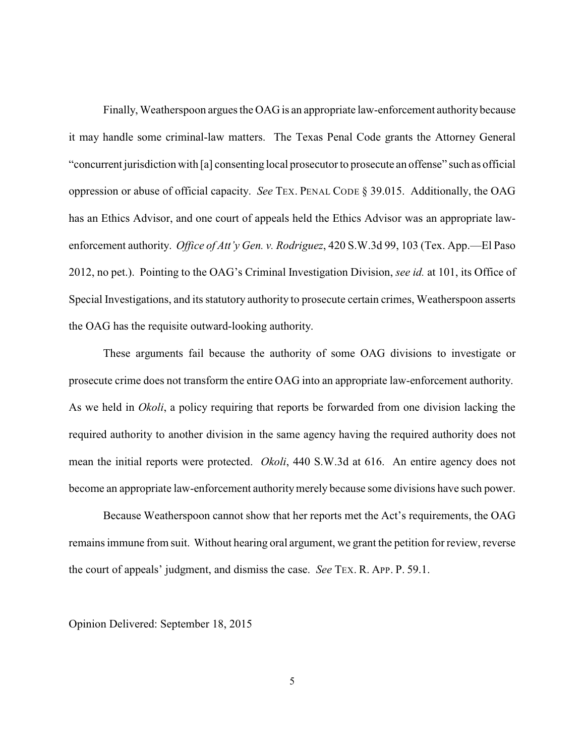Finally, Weatherspoon argues the OAG is an appropriate law-enforcement authority because it may handle some criminal-law matters. The Texas Penal Code grants the Attorney General "concurrent jurisdiction with [a] consenting local prosecutor to prosecute an offense" such as official oppression or abuse of official capacity. *See* TEX. PENAL CODE § 39.015. Additionally, the OAG has an Ethics Advisor, and one court of appeals held the Ethics Advisor was an appropriate law-enforcement authority. *Office of Att'y Gen. v. Rodriguez*, 420 S.W.3d 99, 103 (Tex. App.—El Paso 2012, no pet.). Pointing to the OAG's Criminal Investigation Division, *see id.* at 101, its Office of Special Investigations, and its statutory authority to prosecute certain crimes, Weatherspoon asserts the OAG has the requisite outward-looking authority.

These arguments fail because the authority of some OAG divisions to investigate or prosecute crime does not transform the entire OAG into an appropriate law-enforcement authority. As we held in *Okoli*, a policy requiring that reports be forwarded from one division lacking the required authority to another division in the same agency having the required authority does not mean the initial reports were protected. *Okoli*, 440 S.W.3d at 616. An entire agency does not become an appropriate law-enforcement authority merely because some divisions have such power.

Because Weatherspoon cannot show that her reports met the Act's requirements, the OAG remains immune from suit. Without hearing oral argument, we grant the petition for review, reverse the court of appeals' judgment, and dismiss the case. *See* TEX. R. APP. P. 59.1.

Opinion Delivered: September 18, 2015